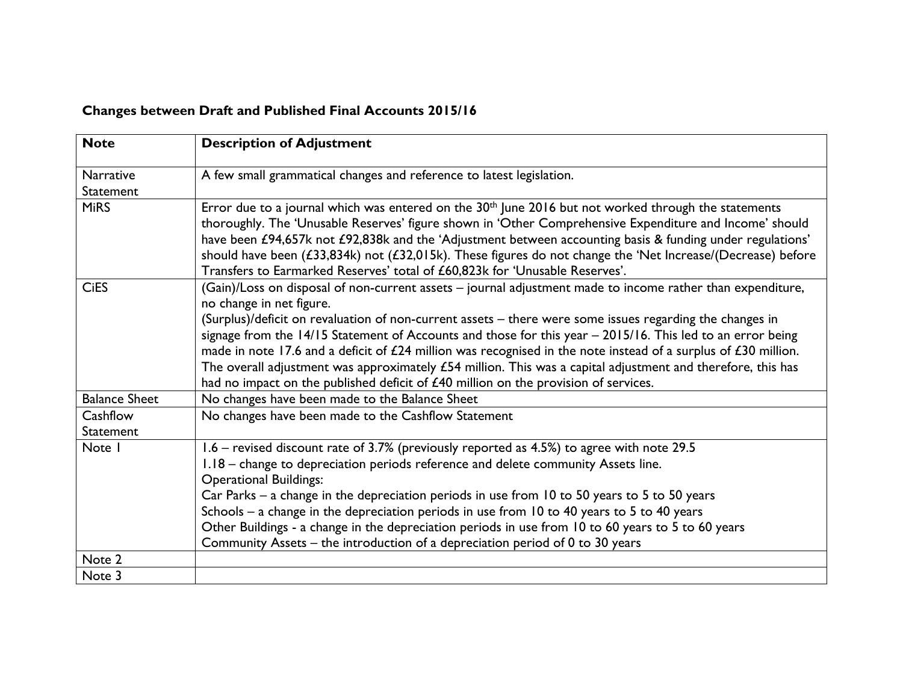## Changes between Draft and Published Final Accounts 2015/16

| Note | Description of Adjustment |
|---|---|
| Narrative Statement | A few small grammatical changes and reference to latest legislation. |
| MiRS | Error due to a journal which was entered on the 30th June 2016 but not worked through the statements thoroughly. The 'Unusable Reserves' figure shown in 'Other Comprehensive Expenditure and Income' should have been £94,657k not £92,838k and the 'Adjustment between accounting basis & funding under regulations' should have been (£33,834k) not (£32,015k). These figures do not change the 'Net Increase/(Decrease) before Transfers to Earmarked Reserves' total of £60,823k for 'Unusable Reserves'. |
| CiES | (Gain)/Loss on disposal of non-current assets – journal adjustment made to income rather than expenditure, no change in net figure.<br>(Surplus)/deficit on revaluation of non-current assets – there were some issues regarding the changes in signage from the 14/15 Statement of Accounts and those for this year – 2015/16. This led to an error being made in note 17.6 and a deficit of £24 million was recognised in the note instead of a surplus of £30 million. The overall adjustment was approximately £54 million. This was a capital adjustment and therefore, this has had no impact on the published deficit of £40 million on the provision of services. |
| Balance Sheet | No changes have been made to the Balance Sheet |
| Cashflow Statement | No changes have been made to the Cashflow Statement |
| Note 1 | 1.6 – revised discount rate of 3.7% (previously reported as 4.5%) to agree with note 29.5<br>1.18 – change to depreciation periods reference and delete community Assets line.<br>Operational Buildings:<br>Car Parks – a change in the depreciation periods in use from 10 to 50 years to 5 to 50 years<br>Schools – a change in the depreciation periods in use from 10 to 40 years to 5 to 40 years<br>Other Buildings - a change in the depreciation periods in use from 10 to 60 years to 5 to 60 years<br>Community Assets – the introduction of a depreciation period of 0 to 30 years |
| Note 2 | |
| Note 3 | |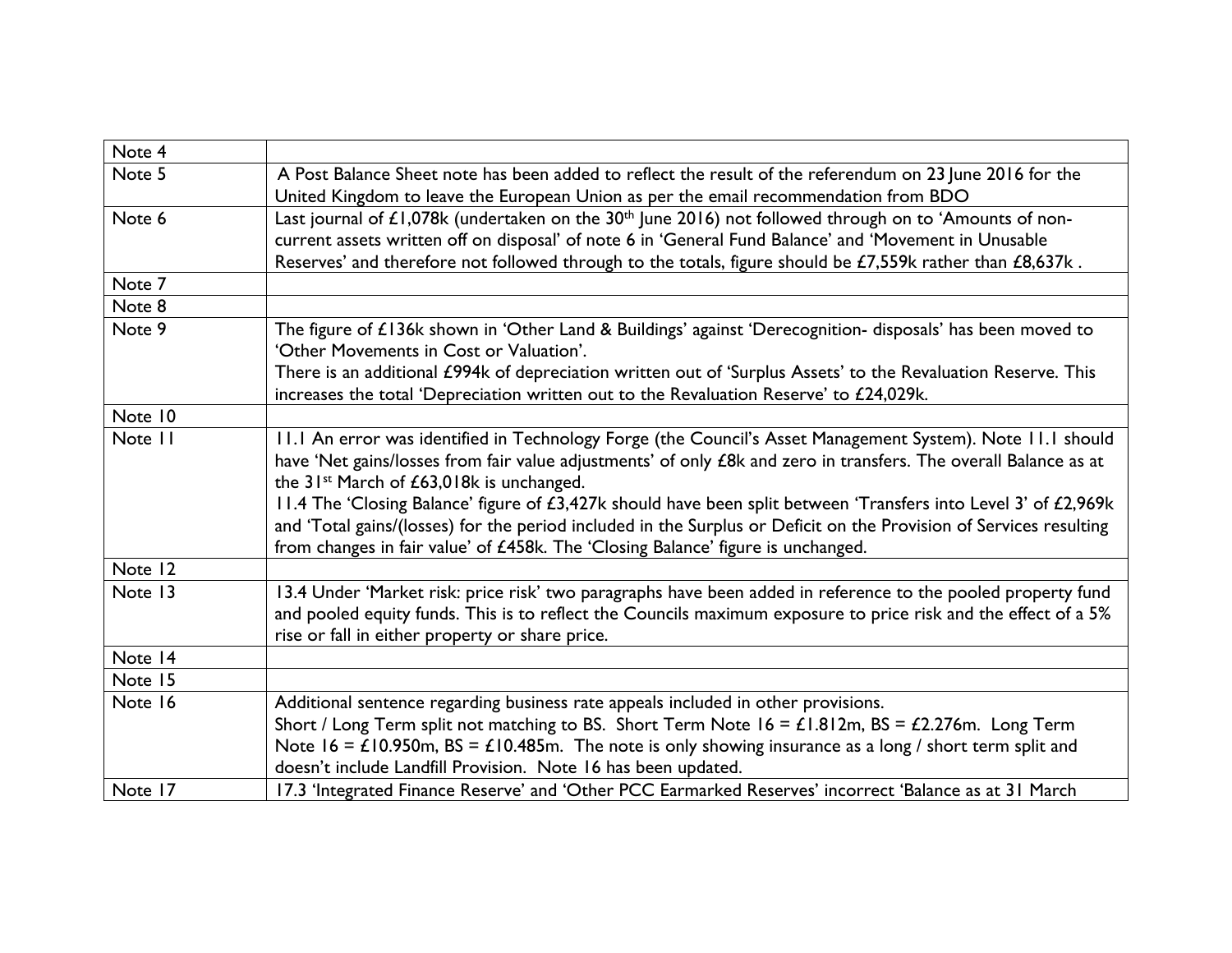| | |
|---|---|
| Note 4 | |
| Note 5 | A Post Balance Sheet note has been added to reflect the result of the referendum on 23 June 2016 for the United Kingdom to leave the European Union as per the email recommendation from BDO |
| Note 6 | Last journal of £1,078k (undertaken on the 30th June 2016) not followed through on to 'Amounts of non-current assets written off on disposal' of note 6 in 'General Fund Balance' and 'Movement in Unusable Reserves' and therefore not followed through to the totals, figure should be £7,559k rather than £8,637k . |
| Note 7 | |
| Note 8 | |
| Note 9 | The figure of £136k shown in 'Other Land & Buildings' against 'Derecognition- disposals' has been moved to 'Other Movements in Cost or Valuation'.<br>There is an additional £994k of depreciation written out of 'Surplus Assets' to the Revaluation Reserve. This increases the total 'Depreciation written out to the Revaluation Reserve' to £24,029k. |
| Note 10 | |
| Note 11 | 11.1 An error was identified in Technology Forge (the Council's Asset Management System). Note 11.1 should have 'Net gains/losses from fair value adjustments' of only £8k and zero in transfers. The overall Balance as at the 31st March of £63,018k is unchanged.<br>11.4 The 'Closing Balance' figure of £3,427k should have been split between 'Transfers into Level 3' of £2,969k and 'Total gains/(losses) for the period included in the Surplus or Deficit on the Provision of Services resulting from changes in fair value' of £458k. The 'Closing Balance' figure is unchanged. |
| Note 12 | |
| Note 13 | 13.4 Under 'Market risk: price risk' two paragraphs have been added in reference to the pooled property fund and pooled equity funds. This is to reflect the Councils maximum exposure to price risk and the effect of a 5% rise or fall in either property or share price. |
| Note 14 | |
| Note 15 | |
| Note 16 | Additional sentence regarding business rate appeals included in other provisions.<br>Short / Long Term split not matching to BS. Short Term Note 16 = £1.812m, BS = £2.276m. Long Term Note 16 = £10.950m, BS = £10.485m. The note is only showing insurance as a long / short term split and doesn't include Landfill Provision. Note 16 has been updated. |
| Note 17 | 17.3 'Integrated Finance Reserve' and 'Other PCC Earmarked Reserves' incorrect 'Balance as at 31 March |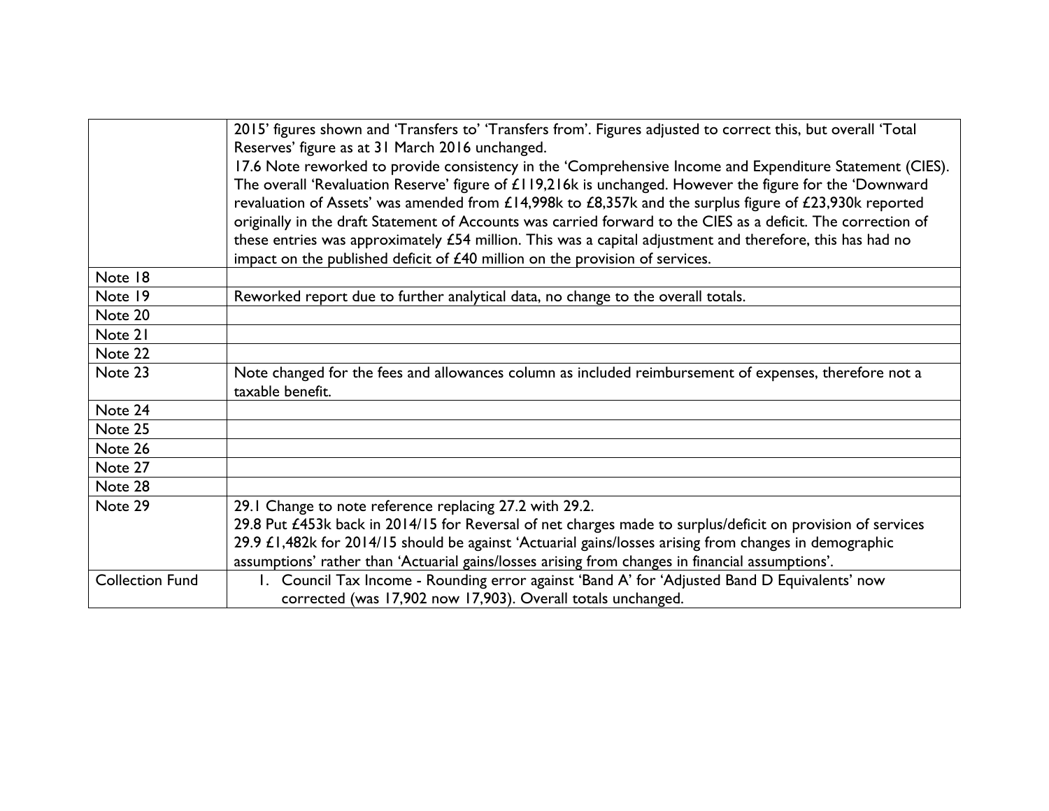| | |
|---|---|
| | 2015' figures shown and 'Transfers to' 'Transfers from'. Figures adjusted to correct this, but overall 'Total Reserves' figure as at 31 March 2016 unchanged.<br>17.6 Note reworked to provide consistency in the 'Comprehensive Income and Expenditure Statement (CIES). The overall 'Revaluation Reserve' figure of £119,216k is unchanged. However the figure for the 'Downward revaluation of Assets' was amended from £14,998k to £8,357k and the surplus figure of £23,930k reported originally in the draft Statement of Accounts was carried forward to the CIES as a deficit. The correction of these entries was approximately £54 million. This was a capital adjustment and therefore, this has had no impact on the published deficit of £40 million on the provision of services. |
| Note 18 | |
| Note 19 | Reworked report due to further analytical data, no change to the overall totals. |
| Note 20 | |
| Note 21 | |
| Note 22 | |
| Note 23 | Note changed for the fees and allowances column as included reimbursement of expenses, therefore not a taxable benefit. |
| Note 24 | |
| Note 25 | |
| Note 26 | |
| Note 27 | |
| Note 28 | |
| Note 29 | 29.1 Change to note reference replacing 27.2 with 29.2.<br>29.8 Put £453k back in 2014/15 for Reversal of net charges made to surplus/deficit on provision of services<br>29.9 £1,482k for 2014/15 should be against 'Actuarial gains/losses arising from changes in demographic assumptions' rather than 'Actuarial gains/losses arising from changes in financial assumptions'. |
| Collection Fund | 1. Council Tax Income - Rounding error against 'Band A' for 'Adjusted Band D Equivalents' now corrected (was 17,902 now 17,903). Overall totals unchanged. |